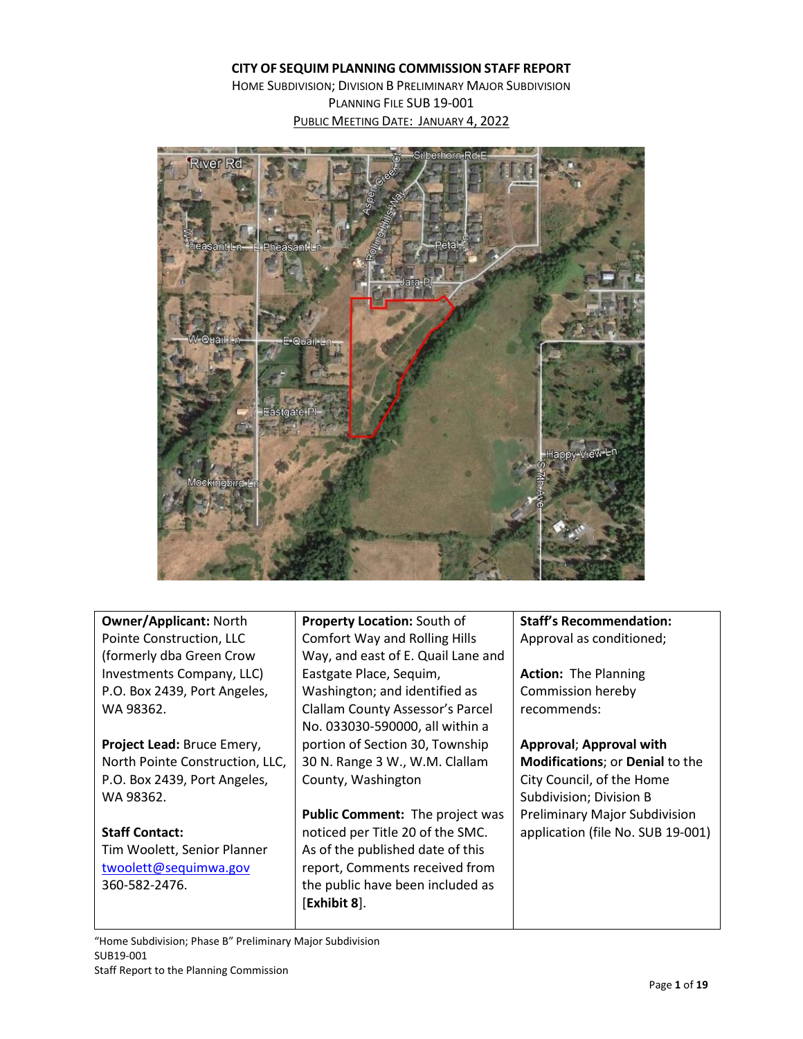# CITY OF SEQUIM PLANNING COMMISSION STAFF REPORT

HOME SUBDIVISION; DIVISION B PRELIMINARY MAJOR SUBDIVISION

PLANNING FILE SUB 19-001

PUBLIC MEETING DATE: JANUARY 4, 2022

| **Owner/Applicant:** North Pointe Construction, LLC (formerly dba Green Crow Investments Company, LLC) P.O. Box 2439, Port Angeles, WA 98362.<br><br>**Project Lead:** Bruce Emery, North Pointe Construction, LLC, P.O. Box 2439, Port Angeles, WA 98362.<br><br>**Staff Contact:** Tim Woolett, Senior Planner twoolett@sequimwa.gov 360-582-2476. | **Property Location:** South of Comfort Way and Rolling Hills Way, and east of E. Quail Lane and Eastgate Place, Sequim, Washington; and identified as Clallam County Assessor's Parcel No. 033030-590000, all within a portion of Section 30, Township 30 N. Range 3 W., W.M. Clallam County, Washington<br><br>**Public Comment:** The project was noticed per Title 20 of the SMC. As of the published date of this report, Comments received from the public have been included as [**Exhibit 8**]. | **Staff's Recommendation:** Approval as conditioned;<br><br>**Action:** The Planning Commission hereby recommends:<br><br>**Approval**; **Approval with Modifications**; or **Denial** to the City Council, of the Home Subdivision; Division B Preliminary Major Subdivision application (file No. SUB 19-001) |
|---|---|---|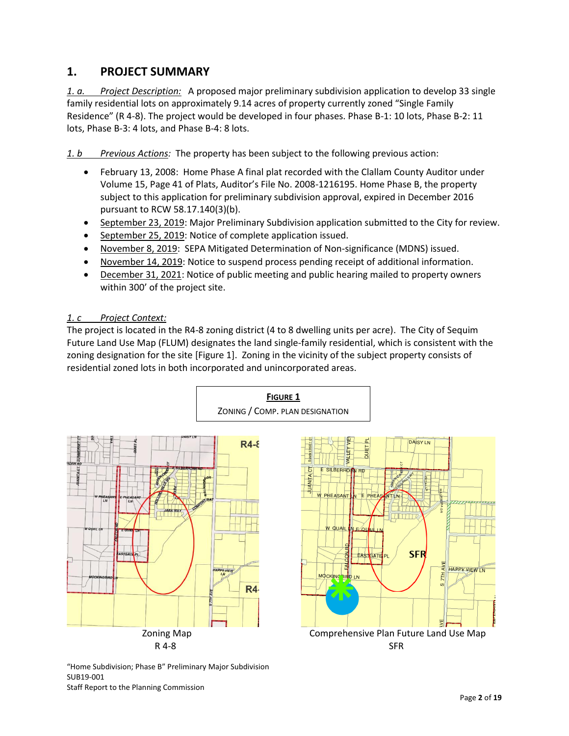## 1. PROJECT SUMMARY

*1. a. Project Description:* A proposed major preliminary subdivision application to develop 33 single family residential lots on approximately 9.14 acres of property currently zoned "Single Family Residence" (R 4-8). The project would be developed in four phases. Phase B-1: 10 lots, Phase B-2: 11 lots, Phase B-3: 4 lots, and Phase B-4: 8 lots.

*1. b Previous Actions:* The property has been subject to the following previous action:

- February 13, 2008: Home Phase A final plat recorded with the Clallam County Auditor under Volume 15, Page 41 of Plats, Auditor's File No. 2008-1216195. Home Phase B, the property subject to this application for preliminary subdivision approval, expired in December 2016 pursuant to RCW 58.17.140(3)(b).
- September 23, 2019: Major Preliminary Subdivision application submitted to the City for review.
- September 25, 2019: Notice of complete application issued.
- November 8, 2019: SEPA Mitigated Determination of Non-significance (MDNS) issued.
- November 14, 2019: Notice to suspend process pending receipt of additional information.
- December 31, 2021: Notice of public meeting and public hearing mailed to property owners within 300' of the project site.

*1. c Project Context:*
The project is located in the R4-8 zoning district (4 to 8 dwelling units per acre). The City of Sequim Future Land Use Map (FLUM) designates the land single-family residential, which is consistent with the zoning designation for the site [Figure 1]. Zoning in the vicinity of the subject property consists of residential zoned lots in both incorporated and unincorporated areas.

**FIGURE 1**
ZONING / COMP. PLAN DESIGNATION

Zoning Map
R 4-8

Comprehensive Plan Future Land Use Map
SFR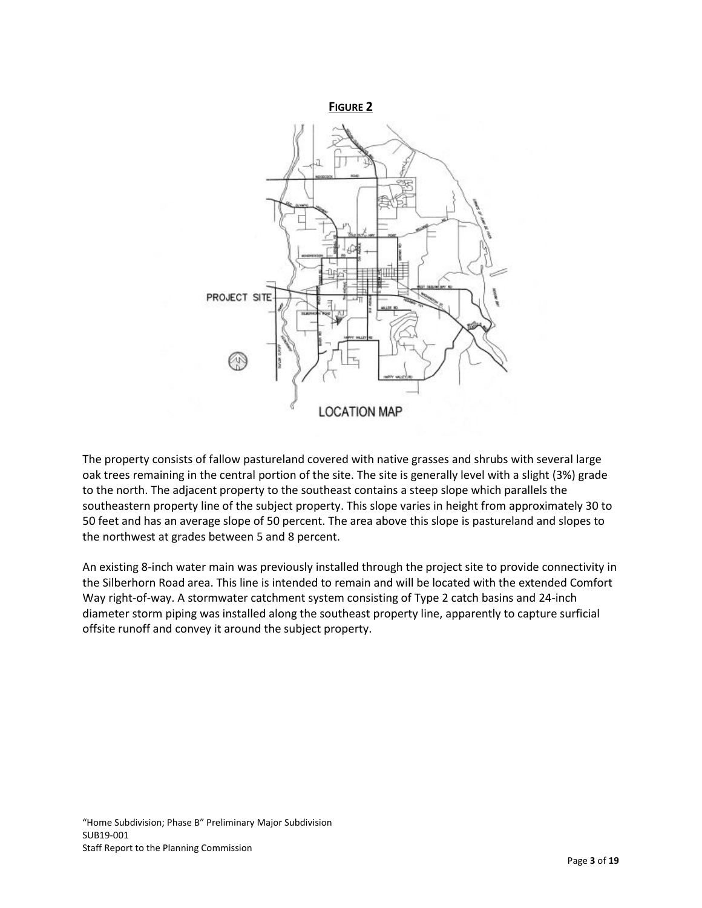**FIGURE 2**

The property consists of fallow pastureland covered with native grasses and shrubs with several large oak trees remaining in the central portion of the site. The site is generally level with a slight (3%) grade to the north. The adjacent property to the southeast contains a steep slope which parallels the southeastern property line of the subject property. This slope varies in height from approximately 30 to 50 feet and has an average slope of 50 percent. The area above this slope is pastureland and slopes to the northwest at grades between 5 and 8 percent.

An existing 8-inch water main was previously installed through the project site to provide connectivity in the Silberhorn Road area. This line is intended to remain and will be located with the extended Comfort Way right-of-way. A stormwater catchment system consisting of Type 2 catch basins and 24-inch diameter storm piping was installed along the southeast property line, apparently to capture surficial offsite runoff and convey it around the subject property.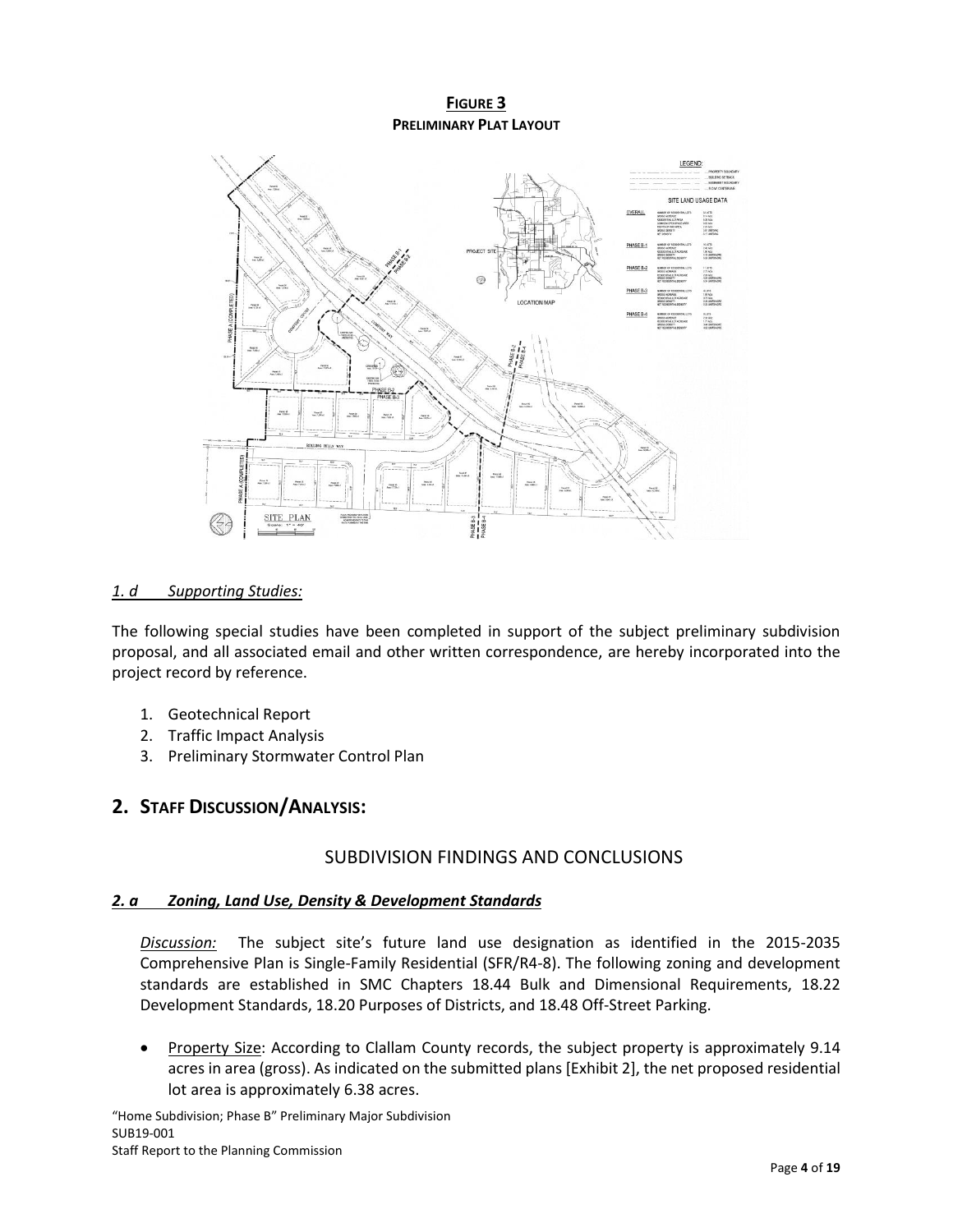**FIGURE 3**
**PRELIMINARY PLAT LAYOUT**

*1. d Supporting Studies:*

The following special studies have been completed in support of the subject preliminary subdivision proposal, and all associated email and other written correspondence, are hereby incorporated into the project record by reference.

1. Geotechnical Report
2. Traffic Impact Analysis
3. Preliminary Stormwater Control Plan

## 2. STAFF DISCUSSION/ANALYSIS:

### SUBDIVISION FINDINGS AND CONCLUSIONS

***2. a Zoning, Land Use, Density & Development Standards***

*Discussion:* The subject site's future land use designation as identified in the 2015-2035 Comprehensive Plan is Single-Family Residential (SFR/R4-8). The following zoning and development standards are established in SMC Chapters 18.44 Bulk and Dimensional Requirements, 18.22 Development Standards, 18.20 Purposes of Districts, and 18.48 Off-Street Parking.

- Property Size: According to Clallam County records, the subject property is approximately 9.14 acres in area (gross). As indicated on the submitted plans [Exhibit 2], the net proposed residential lot area is approximately 6.38 acres.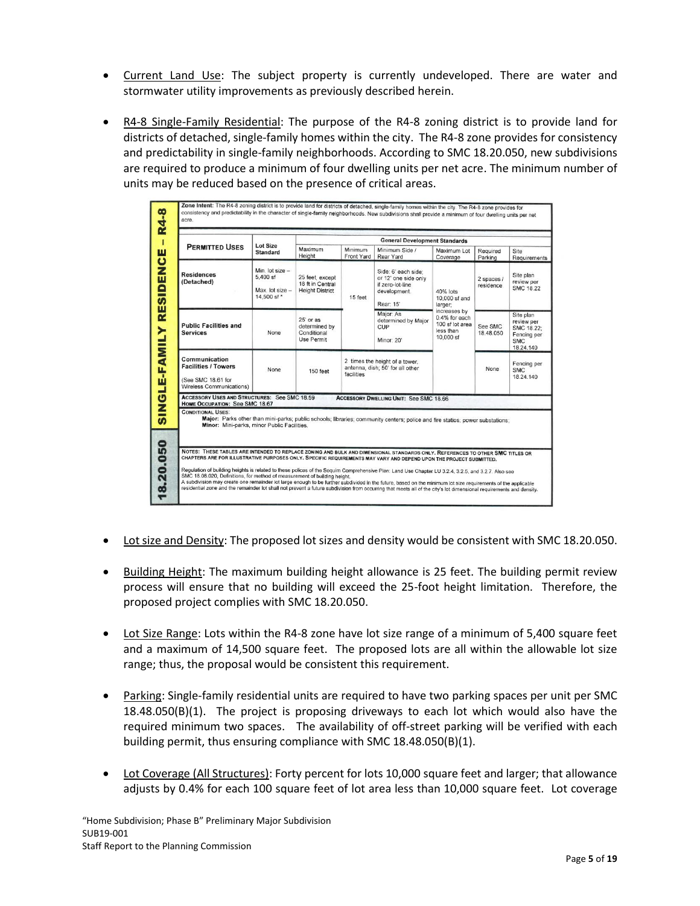- Current Land Use: The subject property is currently undeveloped. There are water and stormwater utility improvements as previously described herein.

- R4-8 Single-Family Residential: The purpose of the R4-8 zoning district is to provide land for districts of detached, single-family homes within the city. The R4-8 zone provides for consistency and predictability in single-family neighborhoods. According to SMC 18.20.050, new subdivisions are required to produce a minimum of four dwelling units per net acre. The minimum number of units may be reduced based on the presence of critical areas.

**18.20.050 SINGLE-FAMILY RESIDENCE – R4-8**

Zone Intent: The R4-8 zoning district is to provide land for districts of detached, single-family homes within the city. The R4-8 zone provides for consistency and predictability in the character of single-family neighborhoods. New subdivisions shall provide a minimum of four dwelling units per net acre.

| PERMITTED USES | Lot Size Standard | General Development Standards | | | | | |
|---|---|---|---|---|---|---|---|
| | | Maximum Height | Minimum Front Yard | Minimum Side / Rear Yard | Maximum Lot Coverage | Required Parking | Site Requirements |
| Residences (Detached) | Min. lot size – 5,400 sf<br>Max. lot size – 14,500 sf * | 25 feet, except 18 ft in Central Height District | 15 feet | Side: 6' each side; or 12' one side only if zero-lot-line development.<br>Rear: 15' | 40% lots 10,000 sf and larger; increases by 0.4% for each 100 sf lot area less than 10,000 sf | 2 spaces / residence | Site plan review per SMC 18.22 |
| Public Facilities and Services | None | 25' or as determined by Conditional Use Permit | | Major: As determined by Major CUP<br>Minor: 20' | | See SMC 18.48.050 | Site plan review per SMC 18.22; Fencing per SMC 18.24.140 |
| Communication Facilities / Towers<br>(See SMC 18.61 for Wireless Communications) | None | 150 feet | 2 times the height of a tower, antenna, dish; 50' for all other facilities | | | None | Fencing per SMC 18.24.140 |

ACCESSORY USES AND STRUCTURES: See SMC 18.59 — ACCESSORY DWELLING UNIT: See SMC 18.66
HOME OCCUPATION: See SMC 18.67

CONDITIONAL USES:
Major: Parks other than mini-parks; public schools; libraries; community centers; police and fire stations; power substations;
Minor: Mini-parks, minor Public Facilities.

NOTES: THESE TABLES ARE INTENDED TO REPLACE ZONING AND BULK AND DIMENSIONAL STANDARDS ONLY. REFERENCES TO OTHER SMC TITLES OR CHAPTERS ARE FOR ILLUSTRATIVE PURPOSES ONLY. SPECIFIC REQUIREMENTS MAY VARY AND DEPEND UPON THE PROJECT SUBMITTED.

Regulation of building heights is related to these polices of the Sequim Comprehensive Plan: Land Use Chapter LU 3.2.4, 3.2.5, and 3.2.7. Also see SMC 18.08.020, Definitions, for method of measurement of building height.
A subdivision may create one remainder lot large enough to be further subdivided in the future, based on the minimum lot size requirements of the applicable residential zone and the remainder lot shall not prevent a future subdivision from occurring that meets all of the city's lot dimensional requirements and density.

- Lot size and Density: The proposed lot sizes and density would be consistent with SMC 18.20.050.

- Building Height: The maximum building height allowance is 25 feet. The building permit review process will ensure that no building will exceed the 25-foot height limitation. Therefore, the proposed project complies with SMC 18.20.050.

- Lot Size Range: Lots within the R4-8 zone have lot size range of a minimum of 5,400 square feet and a maximum of 14,500 square feet. The proposed lots are all within the allowable lot size range; thus, the proposal would be consistent this requirement.

- Parking: Single-family residential units are required to have two parking spaces per unit per SMC 18.48.050(B)(1). The project is proposing driveways to each lot which would also have the required minimum two spaces. The availability of off-street parking will be verified with each building permit, thus ensuring compliance with SMC 18.48.050(B)(1).

- Lot Coverage (All Structures): Forty percent for lots 10,000 square feet and larger; that allowance adjusts by 0.4% for each 100 square feet of lot area less than 10,000 square feet. Lot coverage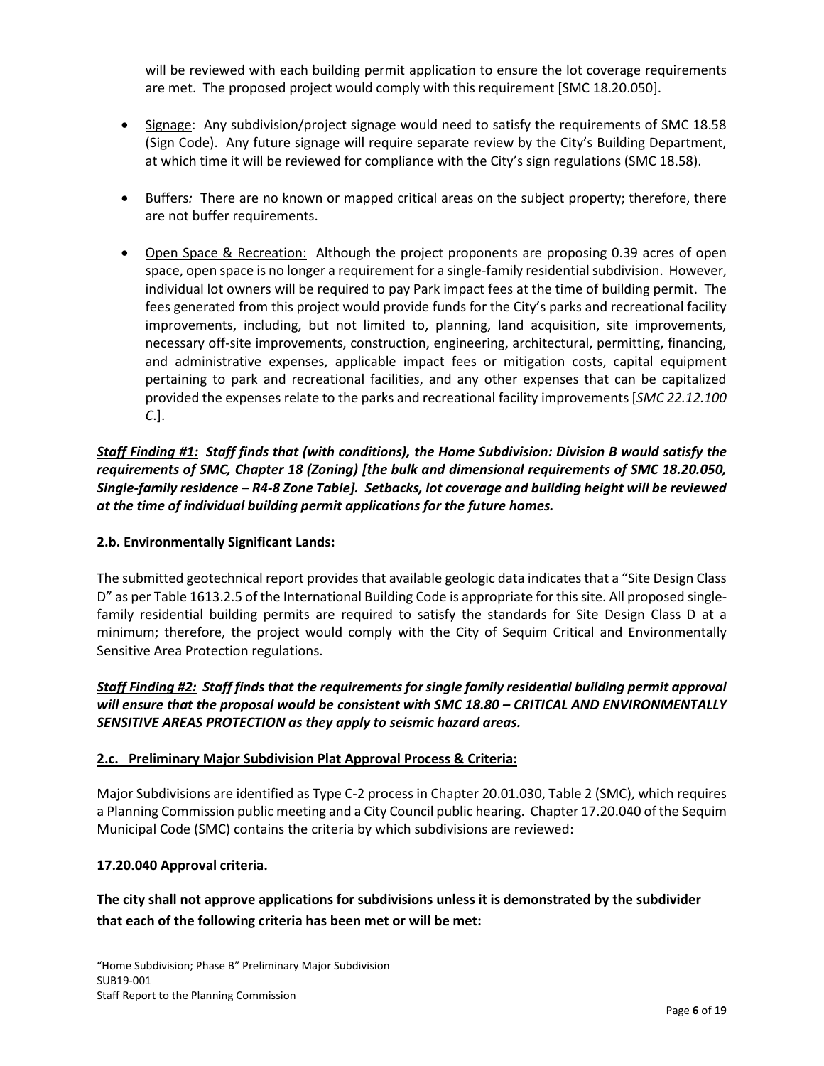will be reviewed with each building permit application to ensure the lot coverage requirements are met. The proposed project would comply with this requirement [SMC 18.20.050].

- Signage: Any subdivision/project signage would need to satisfy the requirements of SMC 18.58 (Sign Code). Any future signage will require separate review by the City's Building Department, at which time it will be reviewed for compliance with the City's sign regulations (SMC 18.58).

- Buffers*:* There are no known or mapped critical areas on the subject property; therefore, there are not buffer requirements.

- Open Space & Recreation: Although the project proponents are proposing 0.39 acres of open space, open space is no longer a requirement for a single-family residential subdivision. However, individual lot owners will be required to pay Park impact fees at the time of building permit. The fees generated from this project would provide funds for the City's parks and recreational facility improvements, including, but not limited to, planning, land acquisition, site improvements, necessary off-site improvements, construction, engineering, architectural, permitting, financing, and administrative expenses, applicable impact fees or mitigation costs, capital equipment pertaining to park and recreational facilities, and any other expenses that can be capitalized provided the expenses relate to the parks and recreational facility improvements [*SMC 22.12.100 C*.].

***Staff Finding #1:* Staff finds that (with conditions), the Home Subdivision: Division B would satisfy the requirements of SMC, Chapter 18 (Zoning) [the bulk and dimensional requirements of SMC 18.20.050, Single-family residence – R4-8 Zone Table]. Setbacks, lot coverage and building height will be reviewed at the time of individual building permit applications for the future homes.**

**2.b. Environmentally Significant Lands:**

The submitted geotechnical report provides that available geologic data indicates that a "Site Design Class D" as per Table 1613.2.5 of the International Building Code is appropriate for this site. All proposed single-family residential building permits are required to satisfy the standards for Site Design Class D at a minimum; therefore, the project would comply with the City of Sequim Critical and Environmentally Sensitive Area Protection regulations.

***Staff Finding #2:* Staff finds that the requirements for single family residential building permit approval will ensure that the proposal would be consistent with SMC 18.80 – CRITICAL AND ENVIRONMENTALLY SENSITIVE AREAS PROTECTION as they apply to seismic hazard areas.**

**2.c. Preliminary Major Subdivision Plat Approval Process & Criteria:**

Major Subdivisions are identified as Type C-2 process in Chapter 20.01.030, Table 2 (SMC), which requires a Planning Commission public meeting and a City Council public hearing. Chapter 17.20.040 of the Sequim Municipal Code (SMC) contains the criteria by which subdivisions are reviewed:

**17.20.040 Approval criteria.**

**The city shall not approve applications for subdivisions unless it is demonstrated by the subdivider that each of the following criteria has been met or will be met:**

"Home Subdivision; Phase B" Preliminary Major Subdivision
SUB19-001
Staff Report to the Planning Commission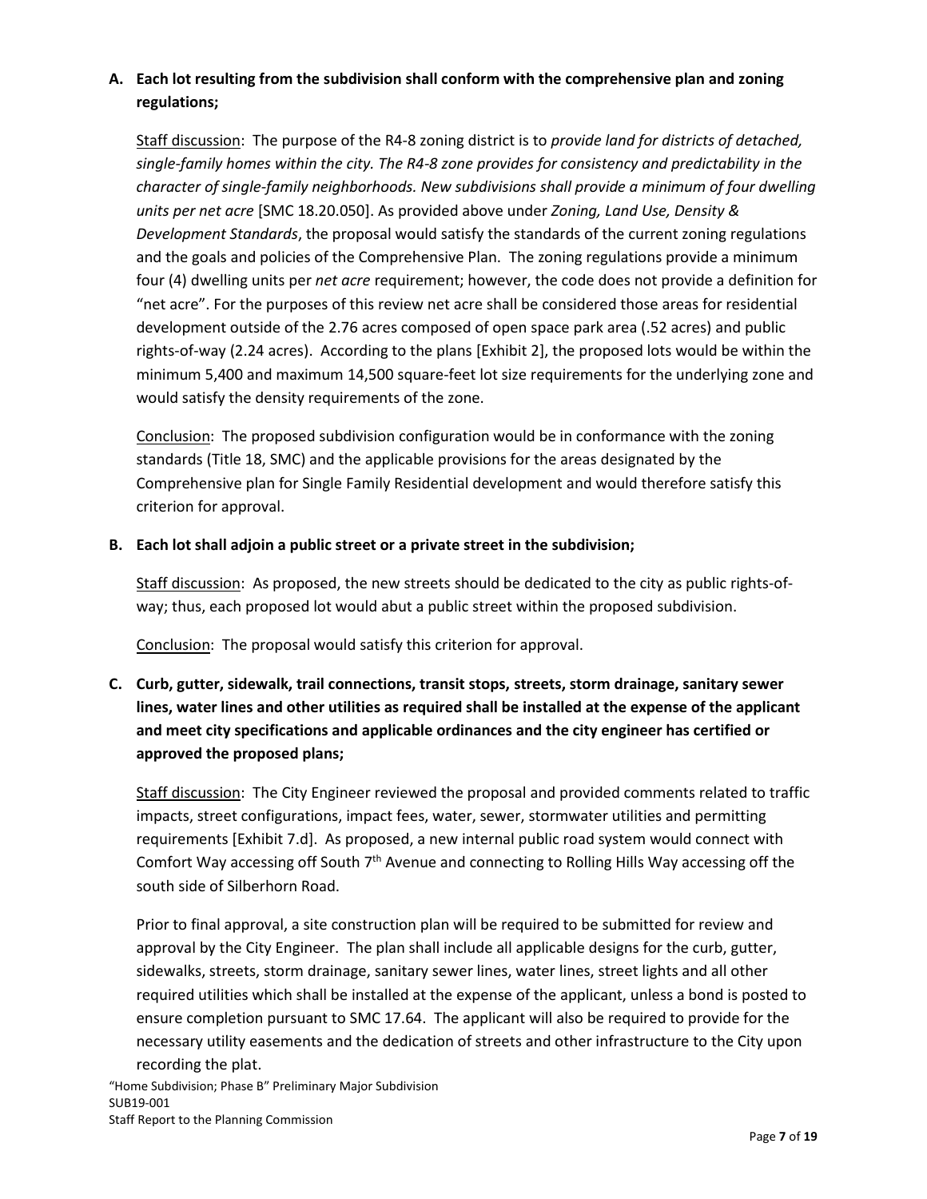**A. Each lot resulting from the subdivision shall conform with the comprehensive plan and zoning regulations;**

Staff discussion: The purpose of the R4-8 zoning district is to *provide land for districts of detached, single-family homes within the city. The R4-8 zone provides for consistency and predictability in the character of single-family neighborhoods. New subdivisions shall provide a minimum of four dwelling units per net acre* [SMC 18.20.050]. As provided above under *Zoning, Land Use, Density & Development Standards*, the proposal would satisfy the standards of the current zoning regulations and the goals and policies of the Comprehensive Plan. The zoning regulations provide a minimum four (4) dwelling units per *net acre* requirement; however, the code does not provide a definition for "net acre". For the purposes of this review net acre shall be considered those areas for residential development outside of the 2.76 acres composed of open space park area (.52 acres) and public rights-of-way (2.24 acres). According to the plans [Exhibit 2], the proposed lots would be within the minimum 5,400 and maximum 14,500 square-feet lot size requirements for the underlying zone and would satisfy the density requirements of the zone.

Conclusion: The proposed subdivision configuration would be in conformance with the zoning standards (Title 18, SMC) and the applicable provisions for the areas designated by the Comprehensive plan for Single Family Residential development and would therefore satisfy this criterion for approval.

**B. Each lot shall adjoin a public street or a private street in the subdivision;**

Staff discussion: As proposed, the new streets should be dedicated to the city as public rights-of-way; thus, each proposed lot would abut a public street within the proposed subdivision.

Conclusion: The proposal would satisfy this criterion for approval.

**C. Curb, gutter, sidewalk, trail connections, transit stops, streets, storm drainage, sanitary sewer lines, water lines and other utilities as required shall be installed at the expense of the applicant and meet city specifications and applicable ordinances and the city engineer has certified or approved the proposed plans;**

Staff discussion: The City Engineer reviewed the proposal and provided comments related to traffic impacts, street configurations, impact fees, water, sewer, stormwater utilities and permitting requirements [Exhibit 7.d]. As proposed, a new internal public road system would connect with Comfort Way accessing off South 7th Avenue and connecting to Rolling Hills Way accessing off the south side of Silberhorn Road.

Prior to final approval, a site construction plan will be required to be submitted for review and approval by the City Engineer. The plan shall include all applicable designs for the curb, gutter, sidewalks, streets, storm drainage, sanitary sewer lines, water lines, street lights and all other required utilities which shall be installed at the expense of the applicant, unless a bond is posted to ensure completion pursuant to SMC 17.64. The applicant will also be required to provide for the necessary utility easements and the dedication of streets and other infrastructure to the City upon recording the plat.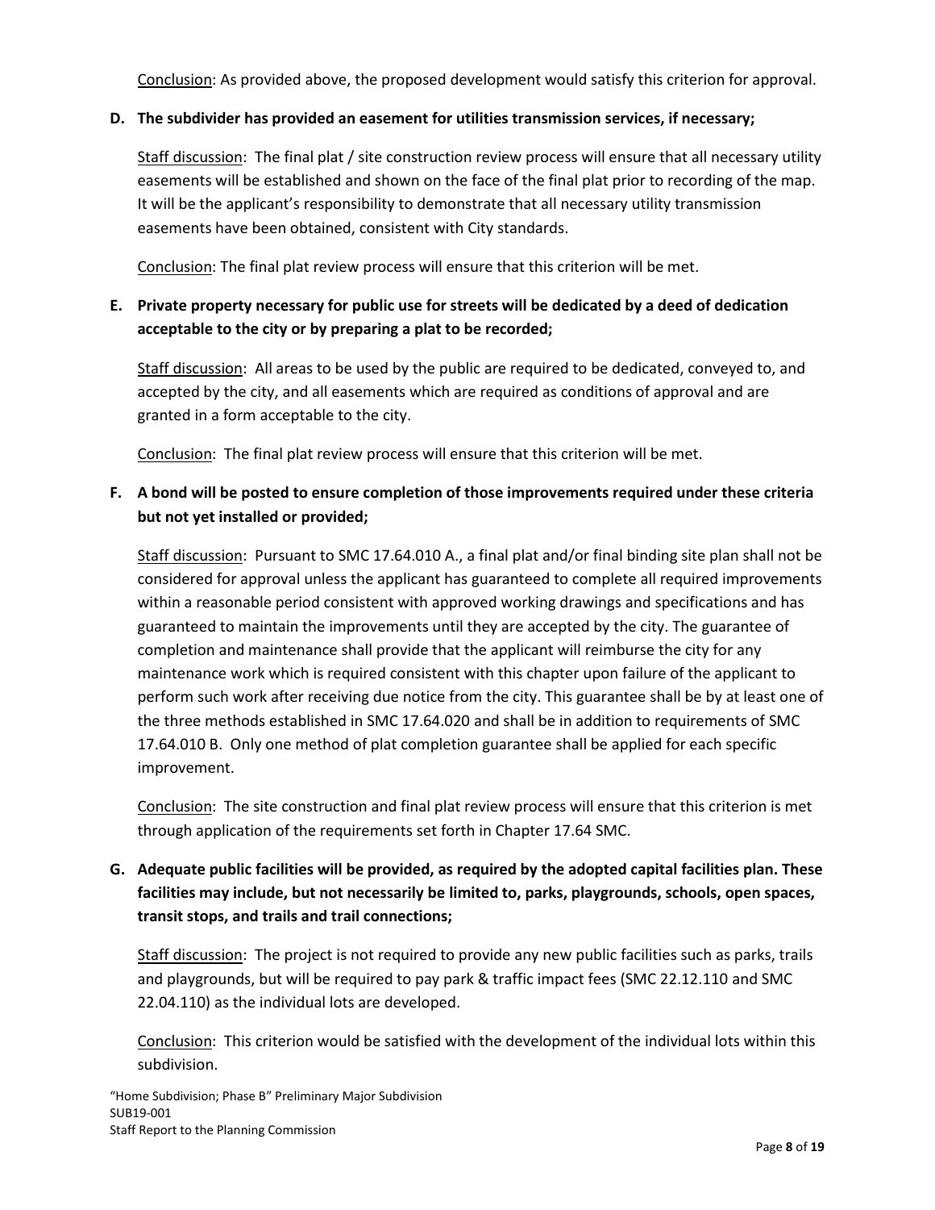Conclusion: As provided above, the proposed development would satisfy this criterion for approval.

**D. The subdivider has provided an easement for utilities transmission services, if necessary;**

Staff discussion: The final plat / site construction review process will ensure that all necessary utility easements will be established and shown on the face of the final plat prior to recording of the map. It will be the applicant's responsibility to demonstrate that all necessary utility transmission easements have been obtained, consistent with City standards.

Conclusion: The final plat review process will ensure that this criterion will be met.

**E. Private property necessary for public use for streets will be dedicated by a deed of dedication acceptable to the city or by preparing a plat to be recorded;**

Staff discussion: All areas to be used by the public are required to be dedicated, conveyed to, and accepted by the city, and all easements which are required as conditions of approval and are granted in a form acceptable to the city.

Conclusion: The final plat review process will ensure that this criterion will be met.

**F. A bond will be posted to ensure completion of those improvements required under these criteria but not yet installed or provided;**

Staff discussion: Pursuant to SMC 17.64.010 A., a final plat and/or final binding site plan shall not be considered for approval unless the applicant has guaranteed to complete all required improvements within a reasonable period consistent with approved working drawings and specifications and has guaranteed to maintain the improvements until they are accepted by the city. The guarantee of completion and maintenance shall provide that the applicant will reimburse the city for any maintenance work which is required consistent with this chapter upon failure of the applicant to perform such work after receiving due notice from the city. This guarantee shall be by at least one of the three methods established in SMC 17.64.020 and shall be in addition to requirements of SMC 17.64.010 B. Only one method of plat completion guarantee shall be applied for each specific improvement.

Conclusion: The site construction and final plat review process will ensure that this criterion is met through application of the requirements set forth in Chapter 17.64 SMC.

**G. Adequate public facilities will be provided, as required by the adopted capital facilities plan. These facilities may include, but not necessarily be limited to, parks, playgrounds, schools, open spaces, transit stops, and trails and trail connections;**

Staff discussion: The project is not required to provide any new public facilities such as parks, trails and playgrounds, but will be required to pay park & traffic impact fees (SMC 22.12.110 and SMC 22.04.110) as the individual lots are developed.

Conclusion: This criterion would be satisfied with the development of the individual lots within this subdivision.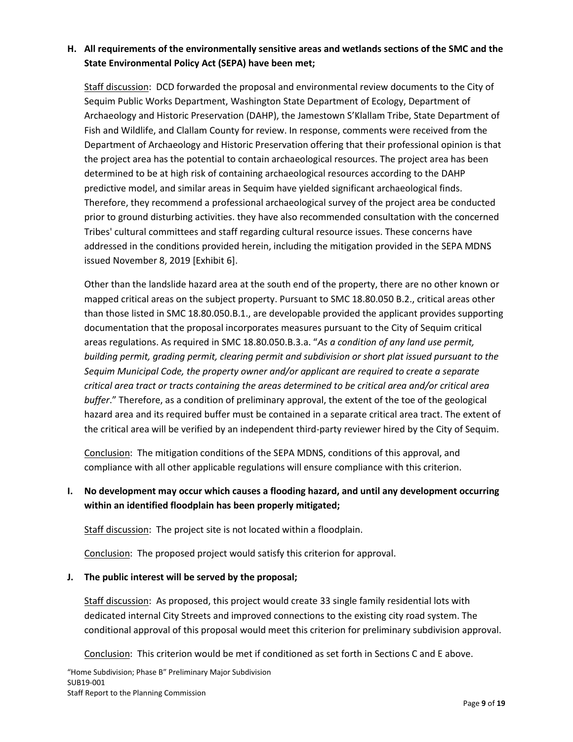**H. All requirements of the environmentally sensitive areas and wetlands sections of the SMC and the State Environmental Policy Act (SEPA) have been met;**

Staff discussion: DCD forwarded the proposal and environmental review documents to the City of Sequim Public Works Department, Washington State Department of Ecology, Department of Archaeology and Historic Preservation (DAHP), the Jamestown S'Klallam Tribe, State Department of Fish and Wildlife, and Clallam County for review. In response, comments were received from the Department of Archaeology and Historic Preservation offering that their professional opinion is that the project area has the potential to contain archaeological resources. The project area has been determined to be at high risk of containing archaeological resources according to the DAHP predictive model, and similar areas in Sequim have yielded significant archaeological finds. Therefore, they recommend a professional archaeological survey of the project area be conducted prior to ground disturbing activities. they have also recommended consultation with the concerned Tribes' cultural committees and staff regarding cultural resource issues. These concerns have addressed in the conditions provided herein, including the mitigation provided in the SEPA MDNS issued November 8, 2019 [Exhibit 6].

Other than the landslide hazard area at the south end of the property, there are no other known or mapped critical areas on the subject property. Pursuant to SMC 18.80.050 B.2., critical areas other than those listed in SMC 18.80.050.B.1., are developable provided the applicant provides supporting documentation that the proposal incorporates measures pursuant to the City of Sequim critical areas regulations. As required in SMC 18.80.050.B.3.a. "*As a condition of any land use permit, building permit, grading permit, clearing permit and subdivision or short plat issued pursuant to the Sequim Municipal Code, the property owner and/or applicant are required to create a separate critical area tract or tracts containing the areas determined to be critical area and/or critical area buffer*." Therefore, as a condition of preliminary approval, the extent of the toe of the geological hazard area and its required buffer must be contained in a separate critical area tract. The extent of the critical area will be verified by an independent third-party reviewer hired by the City of Sequim.

Conclusion: The mitigation conditions of the SEPA MDNS, conditions of this approval, and compliance with all other applicable regulations will ensure compliance with this criterion.

**I. No development may occur which causes a flooding hazard, and until any development occurring within an identified floodplain has been properly mitigated;**

Staff discussion: The project site is not located within a floodplain.

Conclusion: The proposed project would satisfy this criterion for approval.

**J. The public interest will be served by the proposal;**

Staff discussion: As proposed, this project would create 33 single family residential lots with dedicated internal City Streets and improved connections to the existing city road system. The conditional approval of this proposal would meet this criterion for preliminary subdivision approval.

Conclusion: This criterion would be met if conditioned as set forth in Sections C and E above.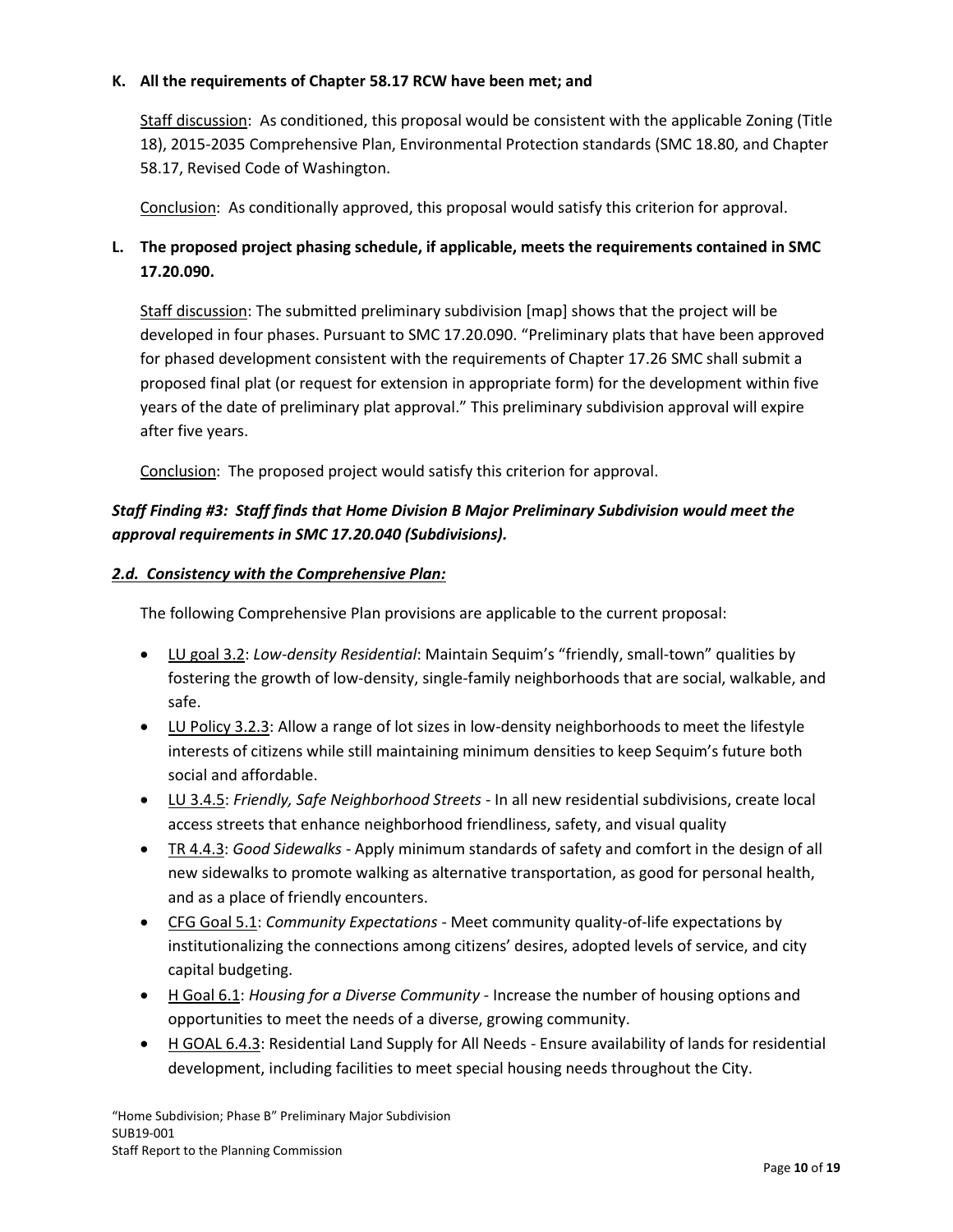**K. All the requirements of Chapter 58.17 RCW have been met; and**

Staff discussion: As conditioned, this proposal would be consistent with the applicable Zoning (Title 18), 2015-2035 Comprehensive Plan, Environmental Protection standards (SMC 18.80, and Chapter 58.17, Revised Code of Washington.

Conclusion: As conditionally approved, this proposal would satisfy this criterion for approval.

**L. The proposed project phasing schedule, if applicable, meets the requirements contained in SMC 17.20.090.**

Staff discussion: The submitted preliminary subdivision [map] shows that the project will be developed in four phases. Pursuant to SMC 17.20.090. "Preliminary plats that have been approved for phased development consistent with the requirements of Chapter 17.26 SMC shall submit a proposed final plat (or request for extension in appropriate form) for the development within five years of the date of preliminary plat approval." This preliminary subdivision approval will expire after five years.

Conclusion: The proposed project would satisfy this criterion for approval.

***Staff Finding #3: Staff finds that Home Division B Major Preliminary Subdivision would meet the approval requirements in SMC 17.20.040 (Subdivisions).***

***2.d. Consistency with the Comprehensive Plan:***

The following Comprehensive Plan provisions are applicable to the current proposal:

- LU goal 3.2: *Low-density Residential*: Maintain Sequim's "friendly, small-town" qualities by fostering the growth of low-density, single-family neighborhoods that are social, walkable, and safe.
- LU Policy 3.2.3: Allow a range of lot sizes in low-density neighborhoods to meet the lifestyle interests of citizens while still maintaining minimum densities to keep Sequim's future both social and affordable.
- LU 3.4.5: *Friendly, Safe Neighborhood Streets* - In all new residential subdivisions, create local access streets that enhance neighborhood friendliness, safety, and visual quality
- TR 4.4.3: *Good Sidewalks* - Apply minimum standards of safety and comfort in the design of all new sidewalks to promote walking as alternative transportation, as good for personal health, and as a place of friendly encounters.
- CFG Goal 5.1: *Community Expectations* - Meet community quality-of-life expectations by institutionalizing the connections among citizens' desires, adopted levels of service, and city capital budgeting.
- H Goal 6.1: *Housing for a Diverse Community* - Increase the number of housing options and opportunities to meet the needs of a diverse, growing community.
- H GOAL 6.4.3: Residential Land Supply for All Needs - Ensure availability of lands for residential development, including facilities to meet special housing needs throughout the City.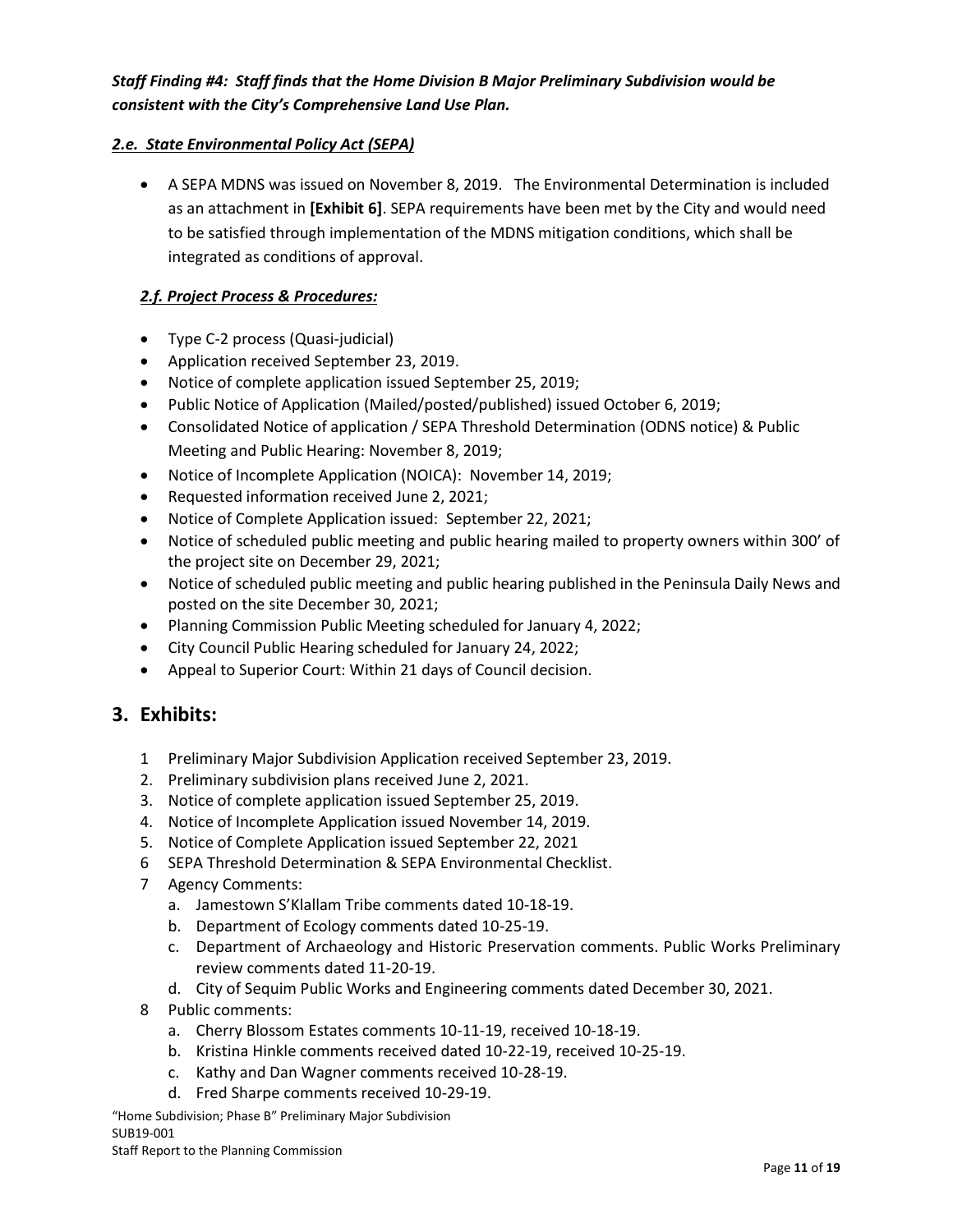***Staff Finding #4: Staff finds that the Home Division B Major Preliminary Subdivision would be consistent with the City's Comprehensive Land Use Plan.***

***2.e. State Environmental Policy Act (SEPA)***

- A SEPA MDNS was issued on November 8, 2019. The Environmental Determination is included as an attachment in **[Exhibit 6]**. SEPA requirements have been met by the City and would need to be satisfied through implementation of the MDNS mitigation conditions, which shall be integrated as conditions of approval.

***2.f. Project Process & Procedures:***

- Type C-2 process (Quasi-judicial)
- Application received September 23, 2019.
- Notice of complete application issued September 25, 2019;
- Public Notice of Application (Mailed/posted/published) issued October 6, 2019;
- Consolidated Notice of application / SEPA Threshold Determination (ODNS notice) & Public Meeting and Public Hearing: November 8, 2019;
- Notice of Incomplete Application (NOICA): November 14, 2019;
- Requested information received June 2, 2021;
- Notice of Complete Application issued: September 22, 2021;
- Notice of scheduled public meeting and public hearing mailed to property owners within 300' of the project site on December 29, 2021;
- Notice of scheduled public meeting and public hearing published in the Peninsula Daily News and posted on the site December 30, 2021;
- Planning Commission Public Meeting scheduled for January 4, 2022;
- City Council Public Hearing scheduled for January 24, 2022;
- Appeal to Superior Court: Within 21 days of Council decision.

## 3. Exhibits:

1 Preliminary Major Subdivision Application received September 23, 2019.

2. Preliminary subdivision plans received June 2, 2021.

3. Notice of complete application issued September 25, 2019.

4. Notice of Incomplete Application issued November 14, 2019.

5. Notice of Complete Application issued September 22, 2021

6 SEPA Threshold Determination & SEPA Environmental Checklist.

7 Agency Comments:
   a. Jamestown S'Klallam Tribe comments dated 10-18-19.
   b. Department of Ecology comments dated 10-25-19.
   c. Department of Archaeology and Historic Preservation comments. Public Works Preliminary review comments dated 11-20-19.
   d. City of Sequim Public Works and Engineering comments dated December 30, 2021.

8 Public comments:
   a. Cherry Blossom Estates comments 10-11-19, received 10-18-19.
   b. Kristina Hinkle comments received dated 10-22-19, received 10-25-19.
   c. Kathy and Dan Wagner comments received 10-28-19.
   d. Fred Sharpe comments received 10-29-19.

"Home Subdivision; Phase B" Preliminary Major Subdivision
SUB19-001
Staff Report to the Planning Commission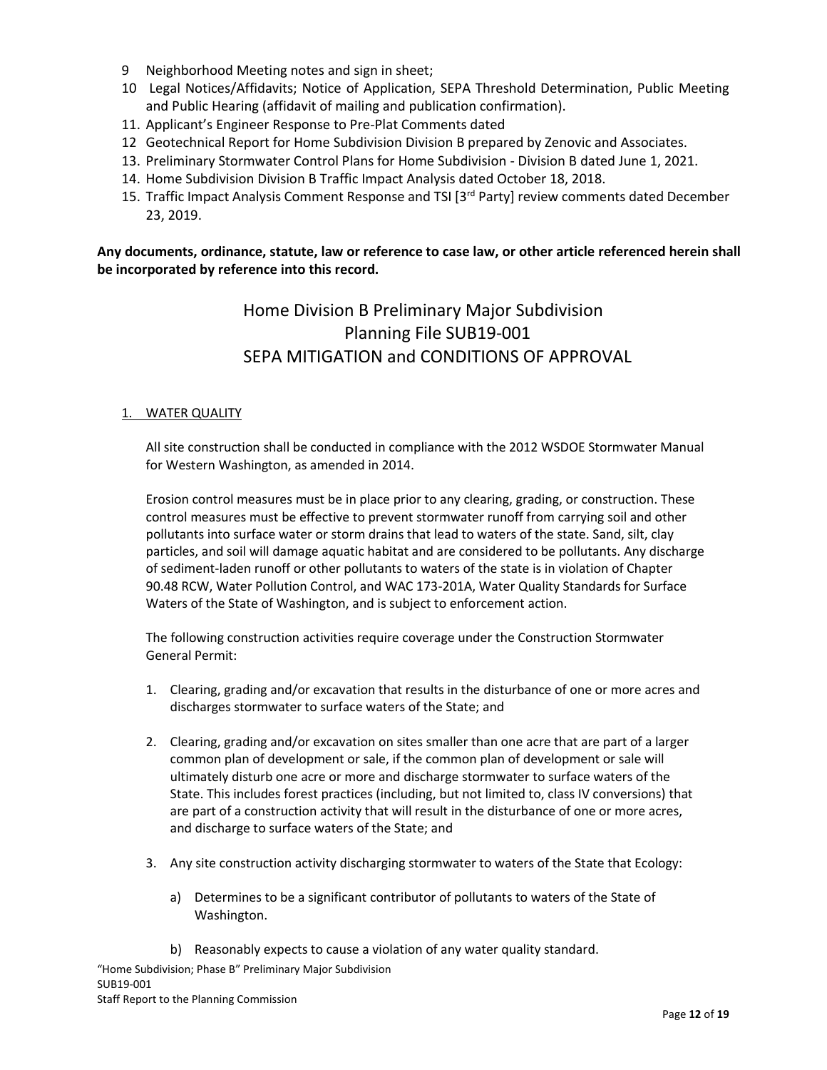9 Neighborhood Meeting notes and sign in sheet;
10 Legal Notices/Affidavits; Notice of Application, SEPA Threshold Determination, Public Meeting and Public Hearing (affidavit of mailing and publication confirmation).
11. Applicant's Engineer Response to Pre-Plat Comments dated
12 Geotechnical Report for Home Subdivision Division B prepared by Zenovic and Associates.
13. Preliminary Stormwater Control Plans for Home Subdivision - Division B dated June 1, 2021.
14. Home Subdivision Division B Traffic Impact Analysis dated October 18, 2018.
15. Traffic Impact Analysis Comment Response and TSI [3rd Party] review comments dated December 23, 2019.

**Any documents, ordinance, statute, law or reference to case law, or other article referenced herein shall be incorporated by reference into this record.**

# Home Division B Preliminary Major Subdivision
# Planning File SUB19-001
# SEPA MITIGATION and CONDITIONS OF APPROVAL

## 1. WATER QUALITY

All site construction shall be conducted in compliance with the 2012 WSDOE Stormwater Manual for Western Washington, as amended in 2014.

Erosion control measures must be in place prior to any clearing, grading, or construction. These control measures must be effective to prevent stormwater runoff from carrying soil and other pollutants into surface water or storm drains that lead to waters of the state. Sand, silt, clay particles, and soil will damage aquatic habitat and are considered to be pollutants. Any discharge of sediment-laden runoff or other pollutants to waters of the state is in violation of Chapter 90.48 RCW, Water Pollution Control, and WAC 173-201A, Water Quality Standards for Surface Waters of the State of Washington, and is subject to enforcement action.

The following construction activities require coverage under the Construction Stormwater General Permit:

1. Clearing, grading and/or excavation that results in the disturbance of one or more acres and discharges stormwater to surface waters of the State; and

2. Clearing, grading and/or excavation on sites smaller than one acre that are part of a larger common plan of development or sale, if the common plan of development or sale will ultimately disturb one acre or more and discharge stormwater to surface waters of the State. This includes forest practices (including, but not limited to, class IV conversions) that are part of a construction activity that will result in the disturbance of one or more acres, and discharge to surface waters of the State; and

3. Any site construction activity discharging stormwater to waters of the State that Ecology:

   a) Determines to be a significant contributor of pollutants to waters of the State of Washington.

   b) Reasonably expects to cause a violation of any water quality standard.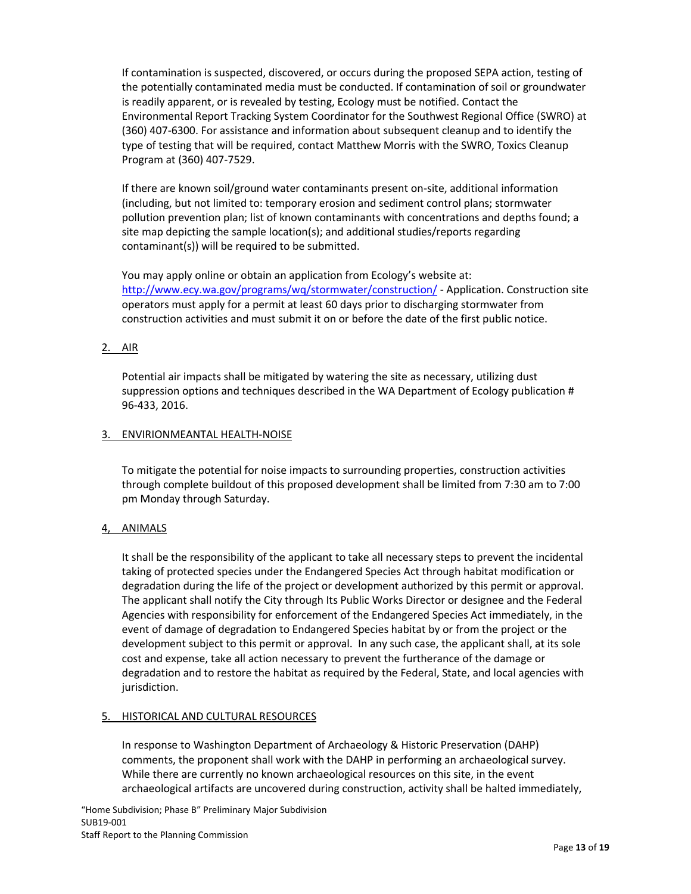If contamination is suspected, discovered, or occurs during the proposed SEPA action, testing of the potentially contaminated media must be conducted. If contamination of soil or groundwater is readily apparent, or is revealed by testing, Ecology must be notified. Contact the Environmental Report Tracking System Coordinator for the Southwest Regional Office (SWRO) at (360) 407-6300. For assistance and information about subsequent cleanup and to identify the type of testing that will be required, contact Matthew Morris with the SWRO, Toxics Cleanup Program at (360) 407-7529.

If there are known soil/ground water contaminants present on-site, additional information (including, but not limited to: temporary erosion and sediment control plans; stormwater pollution prevention plan; list of known contaminants with concentrations and depths found; a site map depicting the sample location(s); and additional studies/reports regarding contaminant(s)) will be required to be submitted.

You may apply online or obtain an application from Ecology's website at: http://www.ecy.wa.gov/programs/wq/stormwater/construction/ - Application. Construction site operators must apply for a permit at least 60 days prior to discharging stormwater from construction activities and must submit it on or before the date of the first public notice.

2. AIR

Potential air impacts shall be mitigated by watering the site as necessary, utilizing dust suppression options and techniques described in the WA Department of Ecology publication # 96-433, 2016.

3. ENVIRIONMEANTAL HEALTH-NOISE

To mitigate the potential for noise impacts to surrounding properties, construction activities through complete buildout of this proposed development shall be limited from 7:30 am to 7:00 pm Monday through Saturday.

4, ANIMALS

It shall be the responsibility of the applicant to take all necessary steps to prevent the incidental taking of protected species under the Endangered Species Act through habitat modification or degradation during the life of the project or development authorized by this permit or approval. The applicant shall notify the City through Its Public Works Director or designee and the Federal Agencies with responsibility for enforcement of the Endangered Species Act immediately, in the event of damage of degradation to Endangered Species habitat by or from the project or the development subject to this permit or approval. In any such case, the applicant shall, at its sole cost and expense, take all action necessary to prevent the furtherance of the damage or degradation and to restore the habitat as required by the Federal, State, and local agencies with jurisdiction.

5. HISTORICAL AND CULTURAL RESOURCES

In response to Washington Department of Archaeology & Historic Preservation (DAHP) comments, the proponent shall work with the DAHP in performing an archaeological survey. While there are currently no known archaeological resources on this site, in the event archaeological artifacts are uncovered during construction, activity shall be halted immediately,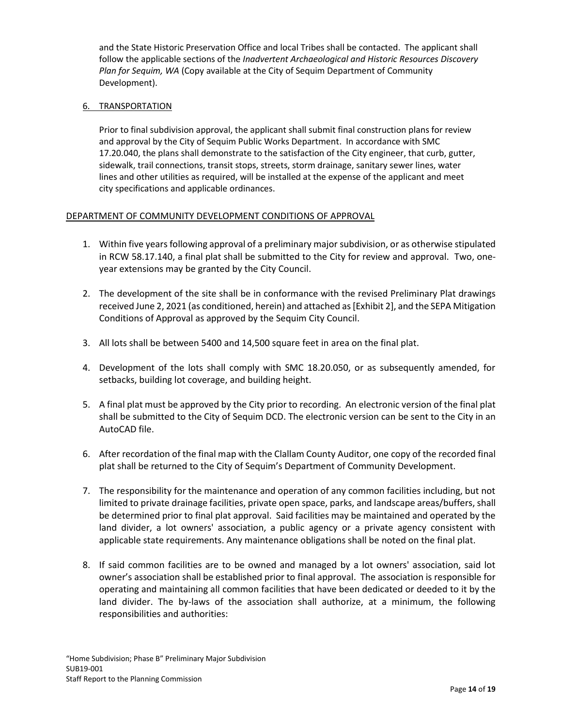and the State Historic Preservation Office and local Tribes shall be contacted. The applicant shall follow the applicable sections of the *Inadvertent Archaeological and Historic Resources Discovery Plan for Sequim, WA* (Copy available at the City of Sequim Department of Community Development).

6. TRANSPORTATION

   Prior to final subdivision approval, the applicant shall submit final construction plans for review and approval by the City of Sequim Public Works Department. In accordance with SMC 17.20.040, the plans shall demonstrate to the satisfaction of the City engineer, that curb, gutter, sidewalk, trail connections, transit stops, streets, storm drainage, sanitary sewer lines, water lines and other utilities as required, will be installed at the expense of the applicant and meet city specifications and applicable ordinances.

DEPARTMENT OF COMMUNITY DEVELOPMENT CONDITIONS OF APPROVAL

1. Within five years following approval of a preliminary major subdivision, or as otherwise stipulated in RCW 58.17.140, a final plat shall be submitted to the City for review and approval. Two, one-year extensions may be granted by the City Council.

2. The development of the site shall be in conformance with the revised Preliminary Plat drawings received June 2, 2021 (as conditioned, herein) and attached as [Exhibit 2], and the SEPA Mitigation Conditions of Approval as approved by the Sequim City Council.

3. All lots shall be between 5400 and 14,500 square feet in area on the final plat.

4. Development of the lots shall comply with SMC 18.20.050, or as subsequently amended, for setbacks, building lot coverage, and building height.

5. A final plat must be approved by the City prior to recording. An electronic version of the final plat shall be submitted to the City of Sequim DCD. The electronic version can be sent to the City in an AutoCAD file.

6. After recordation of the final map with the Clallam County Auditor, one copy of the recorded final plat shall be returned to the City of Sequim's Department of Community Development.

7. The responsibility for the maintenance and operation of any common facilities including, but not limited to private drainage facilities, private open space, parks, and landscape areas/buffers, shall be determined prior to final plat approval. Said facilities may be maintained and operated by the land divider, a lot owners' association, a public agency or a private agency consistent with applicable state requirements. Any maintenance obligations shall be noted on the final plat.

8. If said common facilities are to be owned and managed by a lot owners' association, said lot owner's association shall be established prior to final approval. The association is responsible for operating and maintaining all common facilities that have been dedicated or deeded to it by the land divider. The by-laws of the association shall authorize, at a minimum, the following responsibilities and authorities: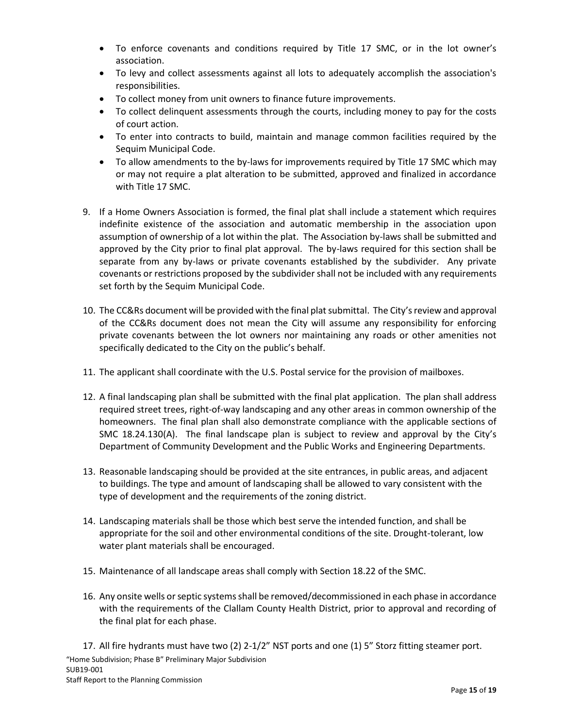- To enforce covenants and conditions required by Title 17 SMC, or in the lot owner's association.
- To levy and collect assessments against all lots to adequately accomplish the association's responsibilities.
- To collect money from unit owners to finance future improvements.
- To collect delinquent assessments through the courts, including money to pay for the costs of court action.
- To enter into contracts to build, maintain and manage common facilities required by the Sequim Municipal Code.
- To allow amendments to the by-laws for improvements required by Title 17 SMC which may or may not require a plat alteration to be submitted, approved and finalized in accordance with Title 17 SMC.

9. If a Home Owners Association is formed, the final plat shall include a statement which requires indefinite existence of the association and automatic membership in the association upon assumption of ownership of a lot within the plat. The Association by-laws shall be submitted and approved by the City prior to final plat approval. The by-laws required for this section shall be separate from any by-laws or private covenants established by the subdivider. Any private covenants or restrictions proposed by the subdivider shall not be included with any requirements set forth by the Sequim Municipal Code.

10. The CC&Rs document will be provided with the final plat submittal. The City's review and approval of the CC&Rs document does not mean the City will assume any responsibility for enforcing private covenants between the lot owners nor maintaining any roads or other amenities not specifically dedicated to the City on the public's behalf.

11. The applicant shall coordinate with the U.S. Postal service for the provision of mailboxes.

12. A final landscaping plan shall be submitted with the final plat application. The plan shall address required street trees, right-of-way landscaping and any other areas in common ownership of the homeowners. The final plan shall also demonstrate compliance with the applicable sections of SMC 18.24.130(A). The final landscape plan is subject to review and approval by the City's Department of Community Development and the Public Works and Engineering Departments.

13. Reasonable landscaping should be provided at the site entrances, in public areas, and adjacent to buildings. The type and amount of landscaping shall be allowed to vary consistent with the type of development and the requirements of the zoning district.

14. Landscaping materials shall be those which best serve the intended function, and shall be appropriate for the soil and other environmental conditions of the site. Drought-tolerant, low water plant materials shall be encouraged.

15. Maintenance of all landscape areas shall comply with Section 18.22 of the SMC.

16. Any onsite wells or septic systems shall be removed/decommissioned in each phase in accordance with the requirements of the Clallam County Health District, prior to approval and recording of the final plat for each phase.

17. All fire hydrants must have two (2) 2-1/2" NST ports and one (1) 5" Storz fitting steamer port.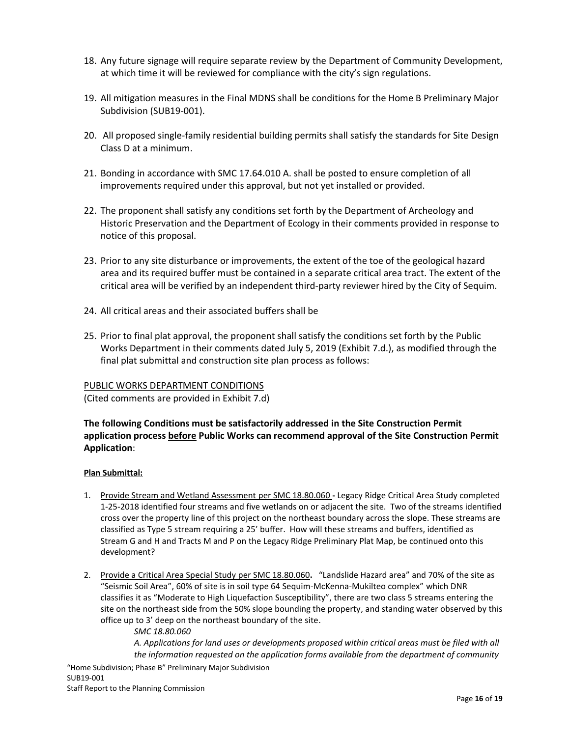18. Any future signage will require separate review by the Department of Community Development, at which time it will be reviewed for compliance with the city's sign regulations.

19. All mitigation measures in the Final MDNS shall be conditions for the Home B Preliminary Major Subdivision (SUB19-001).

20. All proposed single-family residential building permits shall satisfy the standards for Site Design Class D at a minimum.

21. Bonding in accordance with SMC 17.64.010 A. shall be posted to ensure completion of all improvements required under this approval, but not yet installed or provided.

22. The proponent shall satisfy any conditions set forth by the Department of Archeology and Historic Preservation and the Department of Ecology in their comments provided in response to notice of this proposal.

23. Prior to any site disturbance or improvements, the extent of the toe of the geological hazard area and its required buffer must be contained in a separate critical area tract. The extent of the critical area will be verified by an independent third-party reviewer hired by the City of Sequim.

24. All critical areas and their associated buffers shall be

25. Prior to final plat approval, the proponent shall satisfy the conditions set forth by the Public Works Department in their comments dated July 5, 2019 (Exhibit 7.d.), as modified through the final plat submittal and construction site plan process as follows:

PUBLIC WORKS DEPARTMENT CONDITIONS
(Cited comments are provided in Exhibit 7.d)

**The following Conditions must be satisfactorily addressed in the Site Construction Permit application process before Public Works can recommend approval of the Site Construction Permit Application**:

**Plan Submittal:**

1. Provide Stream and Wetland Assessment per SMC 18.80.060 **-** Legacy Ridge Critical Area Study completed 1-25-2018 identified four streams and five wetlands on or adjacent the site. Two of the streams identified cross over the property line of this project on the northeast boundary across the slope. These streams are classified as Type 5 stream requiring a 25' buffer. How will these streams and buffers, identified as Stream G and H and Tracts M and P on the Legacy Ridge Preliminary Plat Map, be continued onto this development?

2. Provide a Critical Area Special Study per SMC 18.80.060**.** "Landslide Hazard area" and 70% of the site as "Seismic Soil Area", 60% of site is in soil type 64 Sequim-McKenna-Mukilteo complex" which DNR classifies it as "Moderate to High Liquefaction Susceptibility", there are two class 5 streams entering the site on the northeast side from the 50% slope bounding the property, and standing water observed by this office up to 3' deep on the northeast boundary of the site.

   *SMC 18.80.060*

   *A. Applications for land uses or developments proposed within critical areas must be filed with all the information requested on the application forms available from the department of community*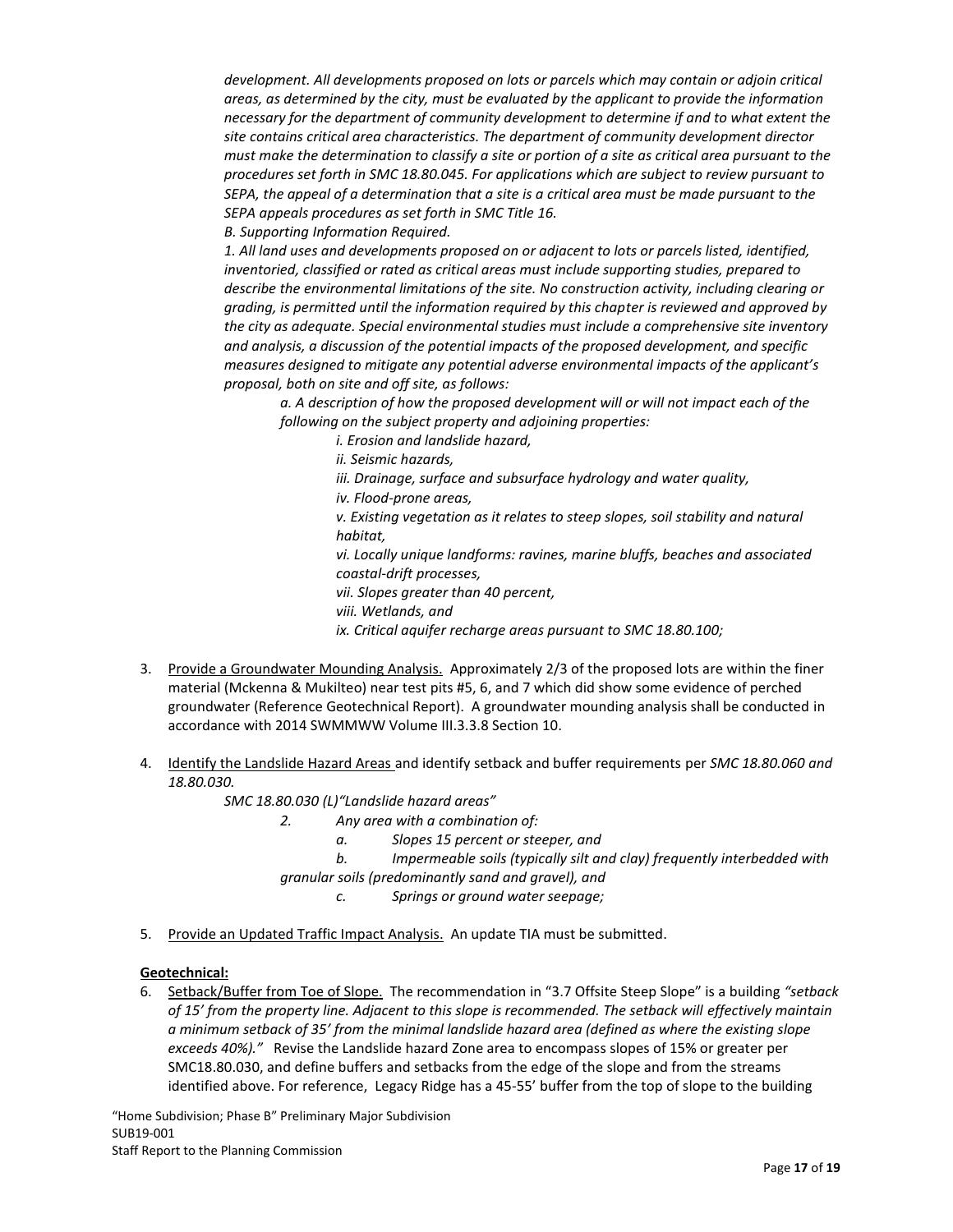*development. All developments proposed on lots or parcels which may contain or adjoin critical areas, as determined by the city, must be evaluated by the applicant to provide the information necessary for the department of community development to determine if and to what extent the site contains critical area characteristics. The department of community development director must make the determination to classify a site or portion of a site as critical area pursuant to the procedures set forth in SMC 18.80.045. For applications which are subject to review pursuant to SEPA, the appeal of a determination that a site is a critical area must be made pursuant to the SEPA appeals procedures as set forth in SMC Title 16.*

*B. Supporting Information Required.*

*1. All land uses and developments proposed on or adjacent to lots or parcels listed, identified, inventoried, classified or rated as critical areas must include supporting studies, prepared to describe the environmental limitations of the site. No construction activity, including clearing or grading, is permitted until the information required by this chapter is reviewed and approved by the city as adequate. Special environmental studies must include a comprehensive site inventory and analysis, a discussion of the potential impacts of the proposed development, and specific measures designed to mitigate any potential adverse environmental impacts of the applicant's proposal, both on site and off site, as follows:*

> *a. A description of how the proposed development will or will not impact each of the following on the subject property and adjoining properties:*
>
> > *i. Erosion and landslide hazard,*
> > *ii. Seismic hazards,*
> > *iii. Drainage, surface and subsurface hydrology and water quality,*
> > *iv. Flood-prone areas,*
> > *v. Existing vegetation as it relates to steep slopes, soil stability and natural habitat,*
> > *vi. Locally unique landforms: ravines, marine bluffs, beaches and associated coastal-drift processes,*
> > *vii. Slopes greater than 40 percent,*
> > *viii. Wetlands, and*
> > *ix. Critical aquifer recharge areas pursuant to SMC 18.80.100;*

3. <u>Provide a Groundwater Mounding Analysis.</u> Approximately 2/3 of the proposed lots are within the finer material (Mckenna & Mukilteo) near test pits #5, 6, and 7 which did show some evidence of perched groundwater (Reference Geotechnical Report). A groundwater mounding analysis shall be conducted in accordance with 2014 SWMMWW Volume III.3.3.8 Section 10.

4. <u>Identify the Landslide Hazard Areas</u> and identify setback and buffer requirements per *SMC 18.80.060 and 18.80.030.*

   *SMC 18.80.030 (L)"Landslide hazard areas"*

   *2. Any area with a combination of:*

   *a. Slopes 15 percent or steeper, and*

   *b. Impermeable soils (typically silt and clay) frequently interbedded with granular soils (predominantly sand and gravel), and*

   *c. Springs or ground water seepage;*

5. <u>Provide an Updated Traffic Impact Analysis.</u> An update TIA must be submitted.

**<u>Geotechnical:</u>**

6. <u>Setback/Buffer from Toe of Slope.</u> The recommendation in "3.7 Offsite Steep Slope" is a building *"setback of 15' from the property line. Adjacent to this slope is recommended. The setback will effectively maintain a minimum setback of 35' from the minimal landslide hazard area (defined as where the existing slope exceeds 40%)."* Revise the Landslide hazard Zone area to encompass slopes of 15% or greater per SMC18.80.030, and define buffers and setbacks from the edge of the slope and from the streams identified above. For reference, Legacy Ridge has a 45-55' buffer from the top of slope to the building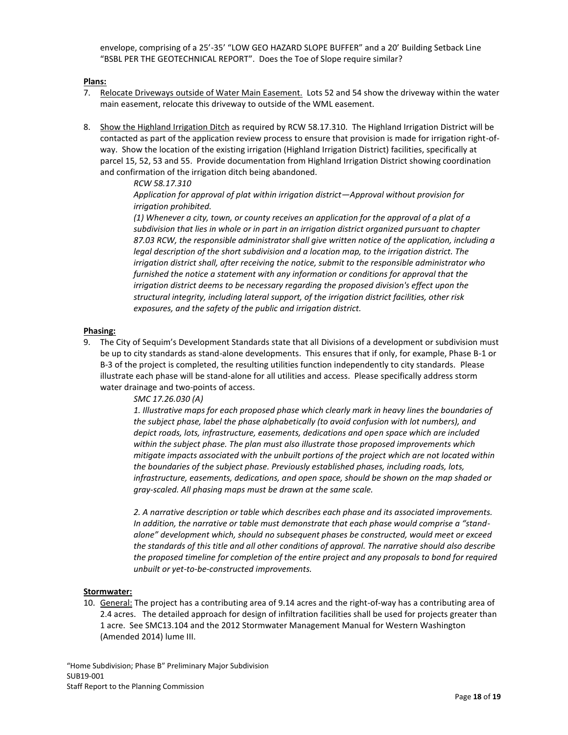envelope, comprising of a 25'-35' "LOW GEO HAZARD SLOPE BUFFER" and a 20' Building Setback Line "BSBL PER THE GEOTECHNICAL REPORT". Does the Toe of Slope require similar?

**Plans:**

7. Relocate Driveways outside of Water Main Easement. Lots 52 and 54 show the driveway within the water main easement, relocate this driveway to outside of the WML easement.

8. Show the Highland Irrigation Ditch as required by RCW 58.17.310. The Highland Irrigation District will be contacted as part of the application review process to ensure that provision is made for irrigation right-of-way. Show the location of the existing irrigation (Highland Irrigation District) facilities, specifically at parcel 15, 52, 53 and 55. Provide documentation from Highland Irrigation District showing coordination and confirmation of the irrigation ditch being abandoned.

   *RCW 58.17.310*

   *Application for approval of plat within irrigation district—Approval without provision for irrigation prohibited.*

   *(1) Whenever a city, town, or county receives an application for the approval of a plat of a subdivision that lies in whole or in part in an irrigation district organized pursuant to chapter 87.03 RCW, the responsible administrator shall give written notice of the application, including a legal description of the short subdivision and a location map, to the irrigation district. The irrigation district shall, after receiving the notice, submit to the responsible administrator who furnished the notice a statement with any information or conditions for approval that the irrigation district deems to be necessary regarding the proposed division's effect upon the structural integrity, including lateral support, of the irrigation district facilities, other risk exposures, and the safety of the public and irrigation district.*

**Phasing:**

9. The City of Sequim's Development Standards state that all Divisions of a development or subdivision must be up to city standards as stand-alone developments. This ensures that if only, for example, Phase B-1 or B-3 of the project is completed, the resulting utilities function independently to city standards. Please illustrate each phase will be stand-alone for all utilities and access. Please specifically address storm water drainage and two-points of access.

   *SMC 17.26.030 (A)*

   *1. Illustrative maps for each proposed phase which clearly mark in heavy lines the boundaries of the subject phase, label the phase alphabetically (to avoid confusion with lot numbers), and depict roads, lots, infrastructure, easements, dedications and open space which are included within the subject phase. The plan must also illustrate those proposed improvements which mitigate impacts associated with the unbuilt portions of the project which are not located within the boundaries of the subject phase. Previously established phases, including roads, lots, infrastructure, easements, dedications, and open space, should be shown on the map shaded or gray-scaled. All phasing maps must be drawn at the same scale.*

   *2. A narrative description or table which describes each phase and its associated improvements. In addition, the narrative or table must demonstrate that each phase would comprise a "stand-alone" development which, should no subsequent phases be constructed, would meet or exceed the standards of this title and all other conditions of approval. The narrative should also describe the proposed timeline for completion of the entire project and any proposals to bond for required unbuilt or yet-to-be-constructed improvements.*

**Stormwater:**

10. General: The project has a contributing area of 9.14 acres and the right-of-way has a contributing area of 2.4 acres. The detailed approach for design of infiltration facilities shall be used for projects greater than 1 acre. See SMC13.104 and the 2012 Stormwater Management Manual for Western Washington (Amended 2014) lume III.

"Home Subdivision; Phase B" Preliminary Major Subdivision
SUB19-001
Staff Report to the Planning Commission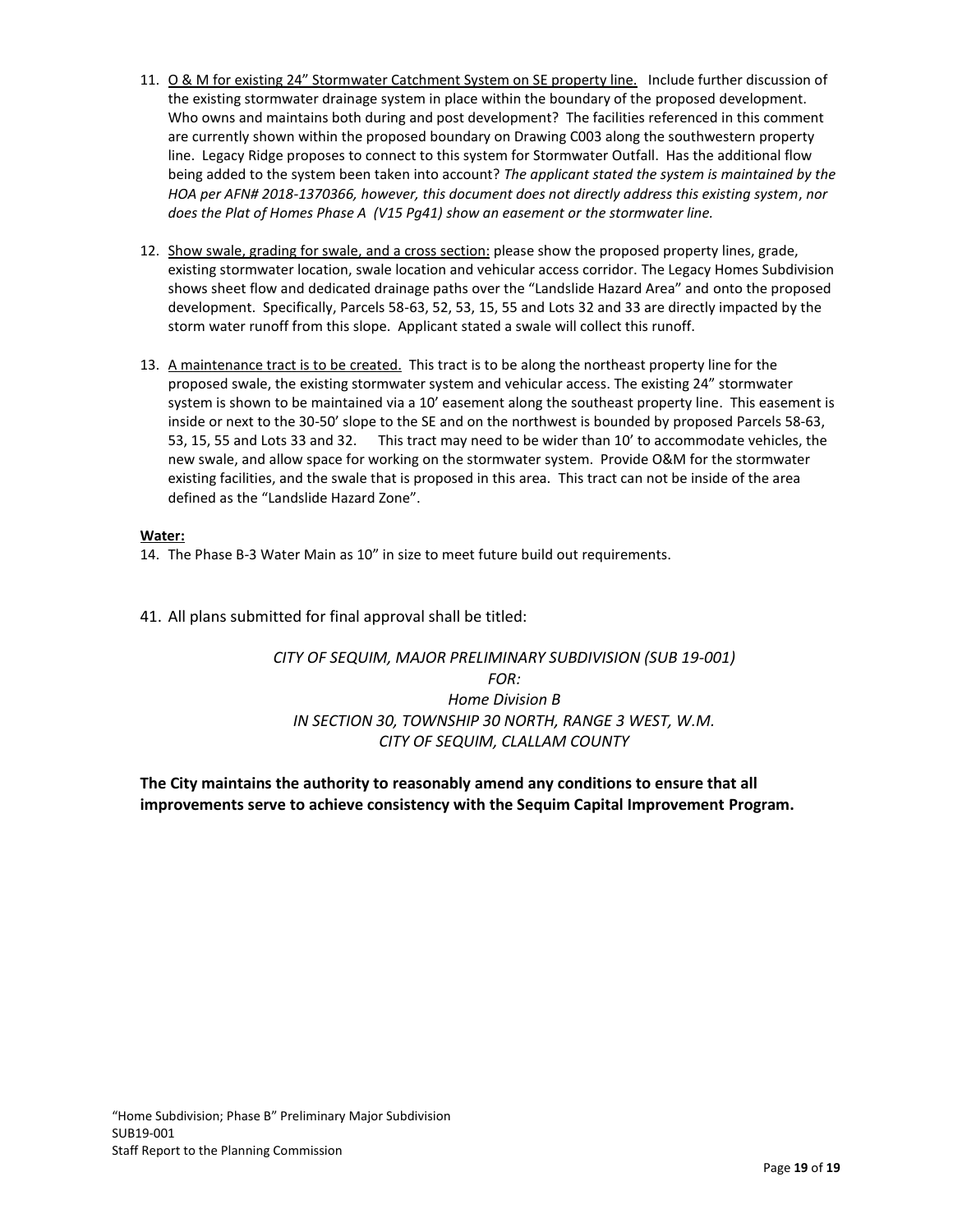11. <u>O & M for existing 24" Stormwater Catchment System on SE property line.</u> Include further discussion of the existing stormwater drainage system in place within the boundary of the proposed development. Who owns and maintains both during and post development? The facilities referenced in this comment are currently shown within the proposed boundary on Drawing C003 along the southwestern property line. Legacy Ridge proposes to connect to this system for Stormwater Outfall. Has the additional flow being added to the system been taken into account? *The applicant stated the system is maintained by the HOA per AFN# 2018-1370366, however, this document does not directly address this existing system*, *nor does the Plat of Homes Phase A (V15 Pg41) show an easement or the stormwater line.*

12. <u>Show swale, grading for swale, and a cross section:</u> please show the proposed property lines, grade, existing stormwater location, swale location and vehicular access corridor. The Legacy Homes Subdivision shows sheet flow and dedicated drainage paths over the "Landslide Hazard Area" and onto the proposed development. Specifically, Parcels 58-63, 52, 53, 15, 55 and Lots 32 and 33 are directly impacted by the storm water runoff from this slope. Applicant stated a swale will collect this runoff.

13. <u>A maintenance tract is to be created.</u> This tract is to be along the northeast property line for the proposed swale, the existing stormwater system and vehicular access. The existing 24" stormwater system is shown to be maintained via a 10' easement along the southeast property line. This easement is inside or next to the 30-50' slope to the SE and on the northwest is bounded by proposed Parcels 58-63, 53, 15, 55 and Lots 33 and 32. This tract may need to be wider than 10' to accommodate vehicles, the new swale, and allow space for working on the stormwater system. Provide O&M for the stormwater existing facilities, and the swale that is proposed in this area. This tract can not be inside of the area defined as the "Landslide Hazard Zone".

**<u>Water:</u>**

14. The Phase B-3 Water Main as 10" in size to meet future build out requirements.

41. All plans submitted for final approval shall be titled:

*CITY OF SEQUIM, MAJOR PRELIMINARY SUBDIVISION (SUB 19-001)*
*FOR:*
*Home Division B*
*IN SECTION 30, TOWNSHIP 30 NORTH, RANGE 3 WEST, W.M.*
*CITY OF SEQUIM, CLALLAM COUNTY*

**The City maintains the authority to reasonably amend any conditions to ensure that all improvements serve to achieve consistency with the Sequim Capital Improvement Program.**